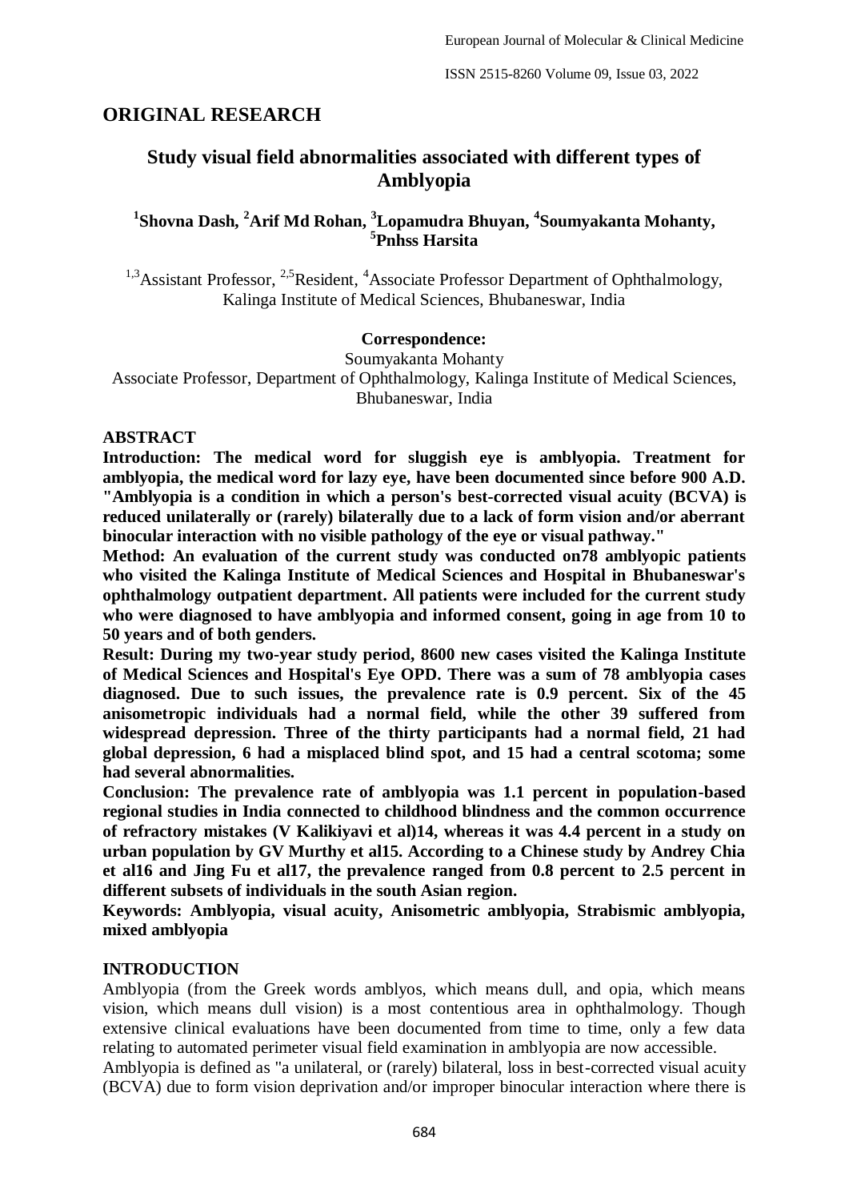## ORIGINAL RESEARCH

# Study visual field abnormalities associated with different types of Amblyopia

**[1]Shovna Dash, [2]Arif Md Rohan, [3]Lopamudra Bhuyan, [4]Soumyakanta Mohanty, [5]Pnhss Harsita**

[1,3]Assistant Professor, [2,5]Resident, [4]Associate Professor Department of Ophthalmology, Kalinga Institute of Medical Sciences, Bhubaneswar, India

**Correspondence:**

Soumyakanta Mohanty

Associate Professor, Department of Ophthalmology, Kalinga Institute of Medical Sciences, Bhubaneswar, India

### ABSTRACT

**Introduction: The medical word for sluggish eye is amblyopia. Treatment for amblyopia, the medical word for lazy eye, have been documented since before 900 A.D. "Amblyopia is a condition in which a person's best-corrected visual acuity (BCVA) is reduced unilaterally or (rarely) bilaterally due to a lack of form vision and/or aberrant binocular interaction with no visible pathology of the eye or visual pathway."**

**Method: An evaluation of the current study was conducted on78 amblyopic patients who visited the Kalinga Institute of Medical Sciences and Hospital in Bhubaneswar's ophthalmology outpatient department. All patients were included for the current study who were diagnosed to have amblyopia and informed consent, going in age from 10 to 50 years and of both genders.**

**Result: During my two-year study period, 8600 new cases visited the Kalinga Institute of Medical Sciences and Hospital's Eye OPD. There was a sum of 78 amblyopia cases diagnosed. Due to such issues, the prevalence rate is 0.9 percent. Six of the 45 anisometropic individuals had a normal field, while the other 39 suffered from widespread depression. Three of the thirty participants had a normal field, 21 had global depression, 6 had a misplaced blind spot, and 15 had a central scotoma; some had several abnormalities.**

**Conclusion: The prevalence rate of amblyopia was 1.1 percent in population-based regional studies in India connected to childhood blindness and the common occurrence of refractory mistakes (V Kalikiyavi et al)14, whereas it was 4.4 percent in a study on urban population by GV Murthy et al15. According to a Chinese study by Andrey Chia et al16 and Jing Fu et al17, the prevalence ranged from 0.8 percent to 2.5 percent in different subsets of individuals in the south Asian region.**

**Keywords: Amblyopia, visual acuity, Anisometric amblyopia, Strabismic amblyopia, mixed amblyopia**

### INTRODUCTION

Amblyopia (from the Greek words amblyos, which means dull, and opia, which means vision, which means dull vision) is a most contentious area in ophthalmology. Though extensive clinical evaluations have been documented from time to time, only a few data relating to automated perimeter visual field examination in amblyopia are now accessible.

Amblyopia is defined as "a unilateral, or (rarely) bilateral, loss in best-corrected visual acuity (BCVA) due to form vision deprivation and/or improper binocular interaction where there is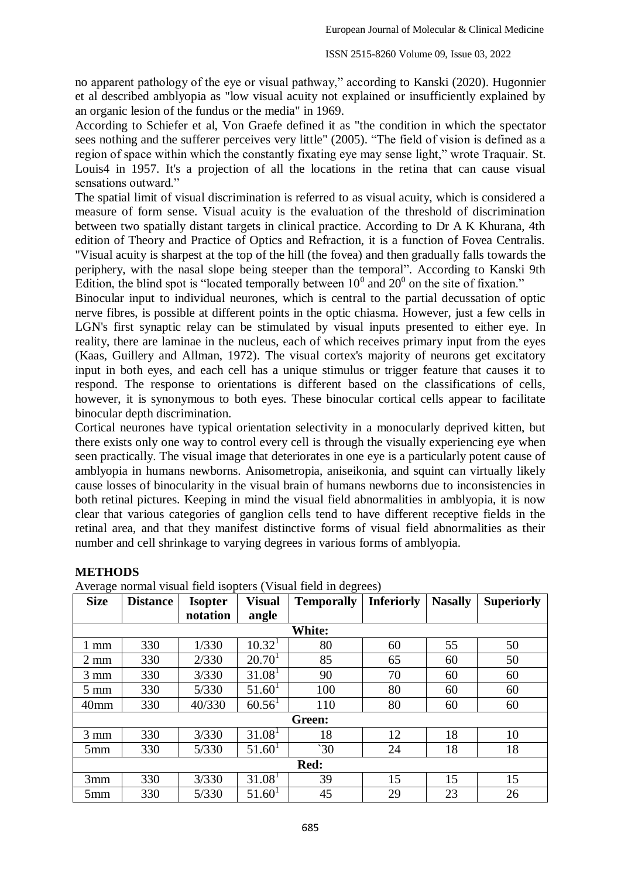no apparent pathology of the eye or visual pathway," according to Kanski (2020). Hugonnier et al described amblyopia as "low visual acuity not explained or insufficiently explained by an organic lesion of the fundus or the media" in 1969.

According to Schiefer et al, Von Graefe defined it as "the condition in which the spectator sees nothing and the sufferer perceives very little" (2005). "The field of vision is defined as a region of space within which the constantly fixating eye may sense light," wrote Traquair. St. Louis4 in 1957. It's a projection of all the locations in the retina that can cause visual sensations outward."

The spatial limit of visual discrimination is referred to as visual acuity, which is considered a measure of form sense. Visual acuity is the evaluation of the threshold of discrimination between two spatially distant targets in clinical practice. According to Dr A K Khurana, 4th edition of Theory and Practice of Optics and Refraction, it is a function of Fovea Centralis. "Visual acuity is sharpest at the top of the hill (the fovea) and then gradually falls towards the periphery, with the nasal slope being steeper than the temporal". According to Kanski 9th Edition, the blind spot is "located temporally between $10^0$ and $20^0$ on the site of fixation."

Binocular input to individual neurones, which is central to the partial decussation of optic nerve fibres, is possible at different points in the optic chiasma. However, just a few cells in LGN's first synaptic relay can be stimulated by visual inputs presented to either eye. In reality, there are laminae in the nucleus, each of which receives primary input from the eyes (Kaas, Guillery and Allman, 1972). The visual cortex's majority of neurons get excitatory input in both eyes, and each cell has a unique stimulus or trigger feature that causes it to respond. The response to orientations is different based on the classifications of cells, however, it is synonymous to both eyes. These binocular cortical cells appear to facilitate binocular depth discrimination.

Cortical neurones have typical orientation selectivity in a monocularly deprived kitten, but there exists only one way to control every cell is through the visually experiencing eye when seen practically. The visual image that deteriorates in one eye is a particularly potent cause of amblyopia in humans newborns. Anisometropia, aniseikonia, and squint can virtually likely cause losses of binocularity in the visual brain of humans newborns due to inconsistencies in both retinal pictures. Keeping in mind the visual field abnormalities in amblyopia, it is now clear that various categories of ganglion cells tend to have different receptive fields in the retinal area, and that they manifest distinctive forms of visual field abnormalities as their number and cell shrinkage to varying degrees in various forms of amblyopia.

## METHODS

Average normal visual field isopters (Visual field in degrees)

| Size | Distance | Isopter notation | Visual angle | Temporally | Inferiorly | Nasally | Superiorly |
|---|---|---|---|---|---|---|---|
| **White:** | | | | | | | |
| 1 mm | 330 | 1/330 | $10.32^1$ | 80 | 60 | 55 | 50 |
| 2 mm | 330 | 2/330 | $20.70^1$ | 85 | 65 | 60 | 50 |
| 3 mm | 330 | 3/330 | $31.08^1$ | 90 | 70 | 60 | 60 |
| 5 mm | 330 | 5/330 | $51.60^1$ | 100 | 80 | 60 | 60 |
| 40mm | 330 | 40/330 | $60.56^1$ | 110 | 80 | 60 | 60 |
| **Green:** | | | | | | | |
| 3 mm | 330 | 3/330 | $31.08^1$ | 18 | 12 | 18 | 10 |
| 5mm | 330 | 5/330 | $51.60^1$ | `30 | 24 | 18 | 18 |
| **Red:** | | | | | | | |
| 3mm | 330 | 3/330 | $31.08^1$ | 39 | 15 | 15 | 15 |
| 5mm | 330 | 5/330 | $51.60^1$ | 45 | 29 | 23 | 26 |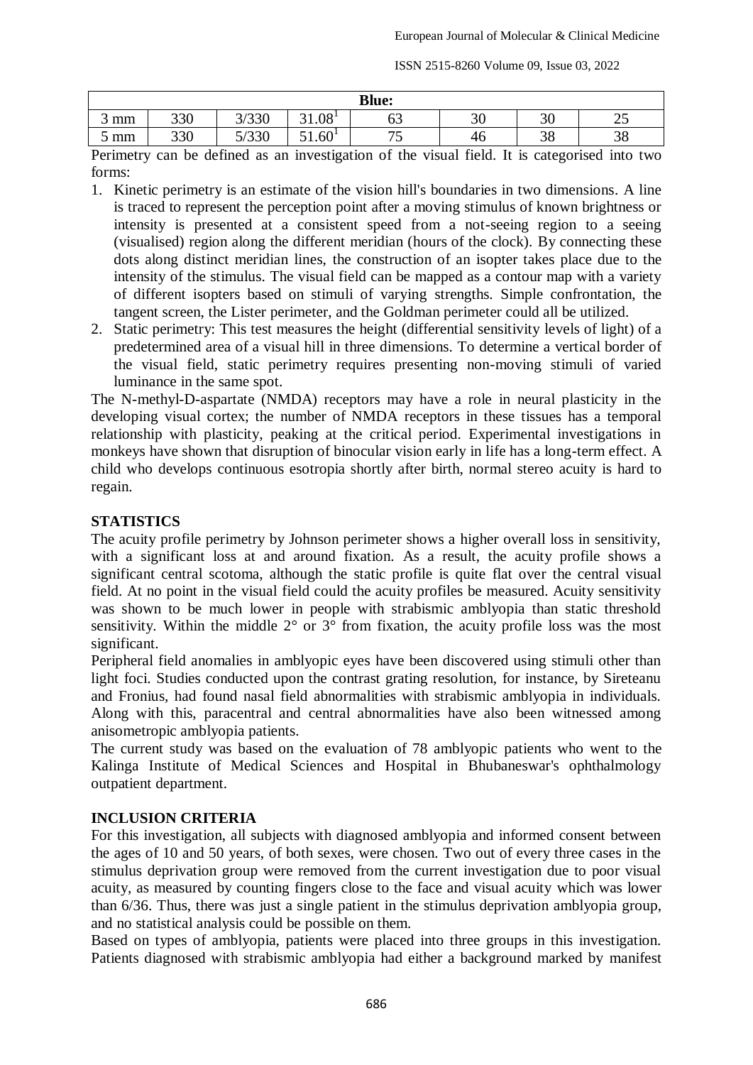| Blue: | | | | | | | |
|---|---|---|---|---|---|---|---|
| 3 mm | 330 | 3/330 | 31.08[1] | 63 | 30 | 30 | 25 |
| 5 mm | 330 | 5/330 | 51.60[1] | 75 | 46 | 38 | 38 |

Perimetry can be defined as an investigation of the visual field. It is categorised into two forms:

1. Kinetic perimetry is an estimate of the vision hill's boundaries in two dimensions. A line is traced to represent the perception point after a moving stimulus of known brightness or intensity is presented at a consistent speed from a not-seeing region to a seeing (visualised) region along the different meridian (hours of the clock). By connecting these dots along distinct meridian lines, the construction of an isopter takes place due to the intensity of the stimulus. The visual field can be mapped as a contour map with a variety of different isopters based on stimuli of varying strengths. Simple confrontation, the tangent screen, the Lister perimeter, and the Goldman perimeter could all be utilized.
2. Static perimetry: This test measures the height (differential sensitivity levels of light) of a predetermined area of a visual hill in three dimensions. To determine a vertical border of the visual field, static perimetry requires presenting non-moving stimuli of varied luminance in the same spot.

The N-methyl-D-aspartate (NMDA) receptors may have a role in neural plasticity in the developing visual cortex; the number of NMDA receptors in these tissues has a temporal relationship with plasticity, peaking at the critical period. Experimental investigations in monkeys have shown that disruption of binocular vision early in life has a long-term effect. A child who develops continuous esotropia shortly after birth, normal stereo acuity is hard to regain.

## STATISTICS

The acuity profile perimetry by Johnson perimeter shows a higher overall loss in sensitivity, with a significant loss at and around fixation. As a result, the acuity profile shows a significant central scotoma, although the static profile is quite flat over the central visual field. At no point in the visual field could the acuity profiles be measured. Acuity sensitivity was shown to be much lower in people with strabismic amblyopia than static threshold sensitivity. Within the middle 2° or 3° from fixation, the acuity profile loss was the most significant.

Peripheral field anomalies in amblyopic eyes have been discovered using stimuli other than light foci. Studies conducted upon the contrast grating resolution, for instance, by Sireteanu and Fronius, had found nasal field abnormalities with strabismic amblyopia in individuals. Along with this, paracentral and central abnormalities have also been witnessed among anisometropic amblyopia patients.

The current study was based on the evaluation of 78 amblyopic patients who went to the Kalinga Institute of Medical Sciences and Hospital in Bhubaneswar's ophthalmology outpatient department.

## INCLUSION CRITERIA

For this investigation, all subjects with diagnosed amblyopia and informed consent between the ages of 10 and 50 years, of both sexes, were chosen. Two out of every three cases in the stimulus deprivation group were removed from the current investigation due to poor visual acuity, as measured by counting fingers close to the face and visual acuity which was lower than 6/36. Thus, there was just a single patient in the stimulus deprivation amblyopia group, and no statistical analysis could be possible on them.

Based on types of amblyopia, patients were placed into three groups in this investigation. Patients diagnosed with strabismic amblyopia had either a background marked by manifest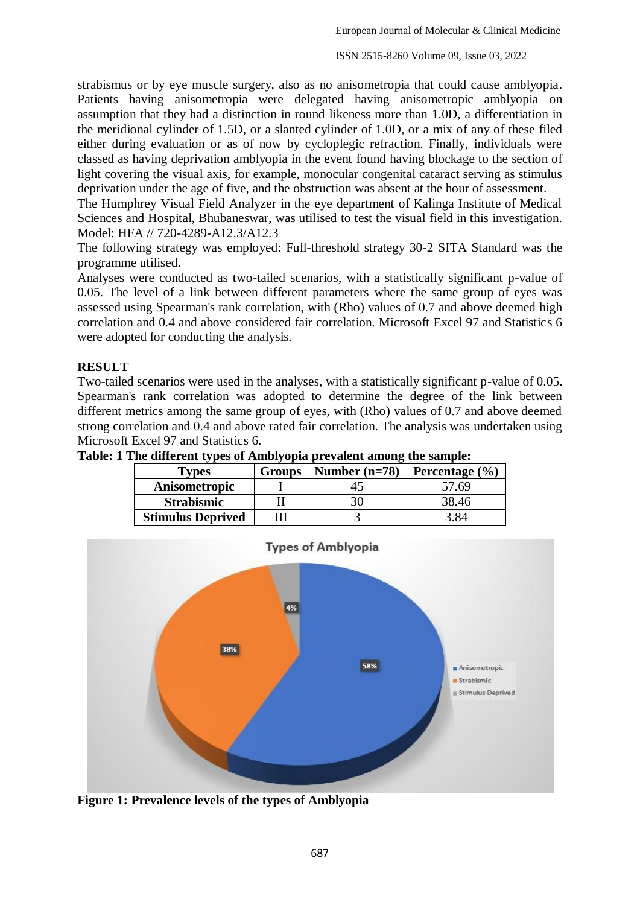strabismus or by eye muscle surgery, also as no anisometropia that could cause amblyopia. Patients having anisometropia were delegated having anisometropic amblyopia on assumption that they had a distinction in round likeness more than 1.0D, a differentiation in the meridional cylinder of 1.5D, or a slanted cylinder of 1.0D, or a mix of any of these filed either during evaluation or as of now by cycloplegic refraction. Finally, individuals were classed as having deprivation amblyopia in the event found having blockage to the section of light covering the visual axis, for example, monocular congenital cataract serving as stimulus deprivation under the age of five, and the obstruction was absent at the hour of assessment.

The Humphrey Visual Field Analyzer in the eye department of Kalinga Institute of Medical Sciences and Hospital, Bhubaneswar, was utilised to test the visual field in this investigation. Model: HFA // 720-4289-A12.3/A12.3

The following strategy was employed: Full-threshold strategy 30-2 SITA Standard was the programme utilised.

Analyses were conducted as two-tailed scenarios, with a statistically significant p-value of 0.05. The level of a link between different parameters where the same group of eyes was assessed using Spearman's rank correlation, with (Rho) values of 0.7 and above deemed high correlation and 0.4 and above considered fair correlation. Microsoft Excel 97 and Statistics 6 were adopted for conducting the analysis.

## RESULT

Two-tailed scenarios were used in the analyses, with a statistically significant p-value of 0.05. Spearman's rank correlation was adopted to determine the degree of the link between different metrics among the same group of eyes, with (Rho) values of 0.7 and above deemed strong correlation and 0.4 and above rated fair correlation. The analysis was undertaken using Microsoft Excel 97 and Statistics 6.

**Table: 1 The different types of Amblyopia prevalent among the sample:**

| Types | Groups | Number (n=78) | Percentage (%) |
|---|---|---|---|
| **Anisometropic** | I | 45 | 57.69 |
| **Strabismic** | II | 30 | 38.46 |
| **Stimulus Deprived** | III | 3 | 3.84 |

**Figure 1: Prevalence levels of the types of Amblyopia**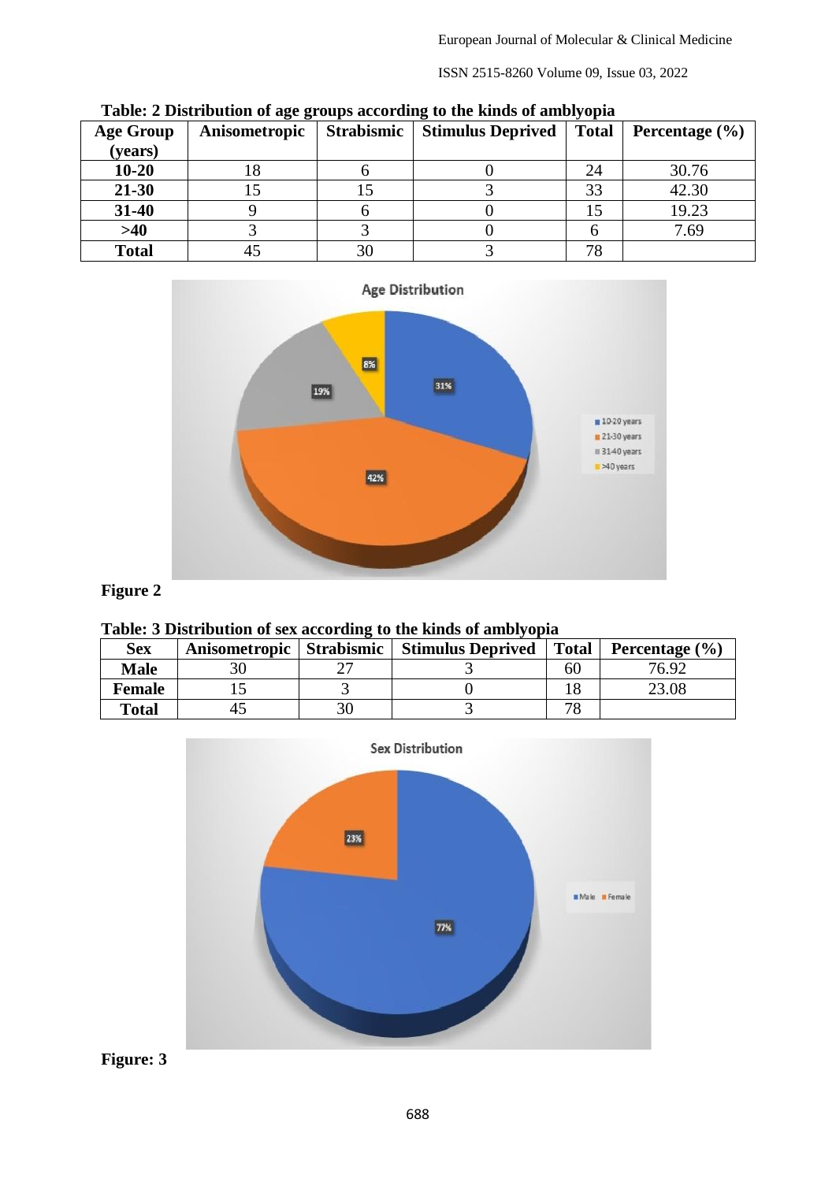**Table: 2 Distribution of age groups according to the kinds of amblyopia**

| Age Group (years) | Anisometropic | Strabismic | Stimulus Deprived | Total | Percentage (%) |
|---|---|---|---|---|---|
| 10-20 | 18 | 6 | 0 | 24 | 30.76 |
| 21-30 | 15 | 15 | 3 | 33 | 42.30 |
| 31-40 | 9 | 6 | 0 | 15 | 19.23 |
| >40 | 3 | 3 | 0 | 6 | 7.69 |
| Total | 45 | 30 | 3 | 78 | |

**Figure 2**

**Table: 3 Distribution of sex according to the kinds of amblyopia**

| Sex | Anisometropic | Strabismic | Stimulus Deprived | Total | Percentage (%) |
|---|---|---|---|---|---|
| Male | 30 | 27 | 3 | 60 | 76.92 |
| Female | 15 | 3 | 0 | 18 | 23.08 |
| Total | 45 | 30 | 3 | 78 | |

**Figure: 3**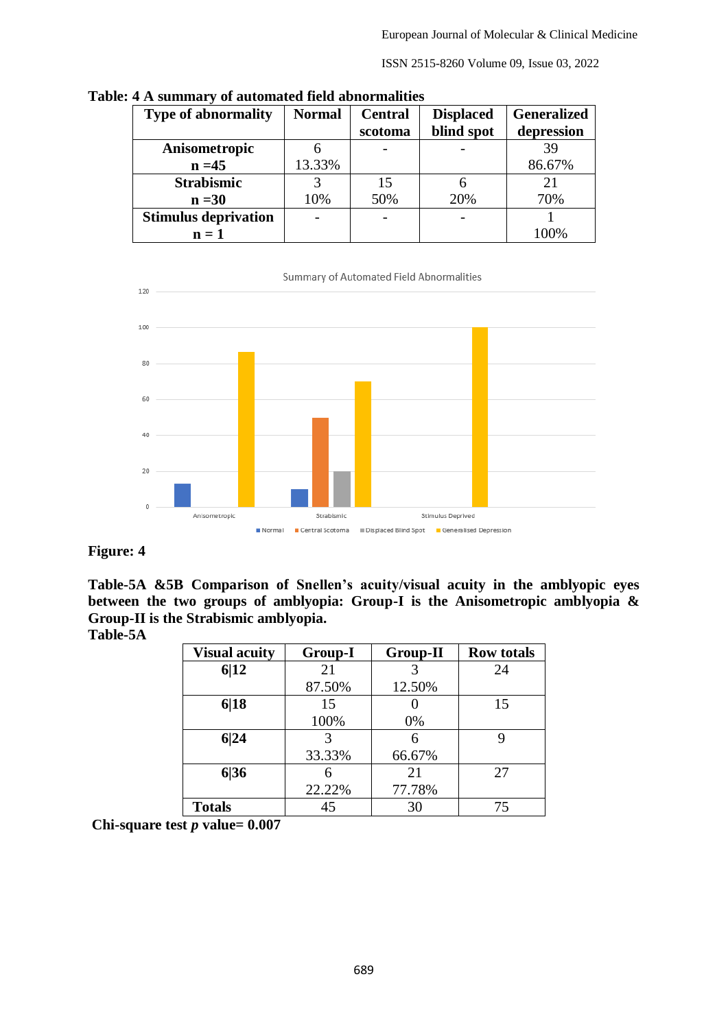**Table: 4 A summary of automated field abnormalities**

| Type of abnormality | Normal | Central scotoma | Displaced blind spot | Generalized depression |
|---|---|---|---|---|
| **Anisometropic n =45** | 6<br>13.33% | - | - | 39<br>86.67% |
| **Strabismic n =30** | 3<br>10% | 15<br>50% | 6<br>20% | 21<br>70% |
| **Stimulus deprivation n = 1** | - | - | - | 1<br>100% |

**Figure: 4**

**Table-5A &5B Comparison of Snellen's acuity/visual acuity in the amblyopic eyes between the two groups of amblyopia: Group-I is the Anisometropic amblyopia & Group-II is the Strabismic amblyopia.**

**Table-5A**

| Visual acuity | Group-I | Group-II | Row totals |
|---|---|---|---|
| **6\|12** | 21<br>87.50% | 3<br>12.50% | 24 |
| **6\|18** | 15<br>100% | 0<br>0% | 15 |
| **6\|24** | 3<br>33.33% | 6<br>66.67% | 9 |
| **6\|36** | 6<br>22.22% | 21<br>77.78% | 27 |
| **Totals** | 45 | 30 | 75 |

**Chi-square test *p* value= 0.007**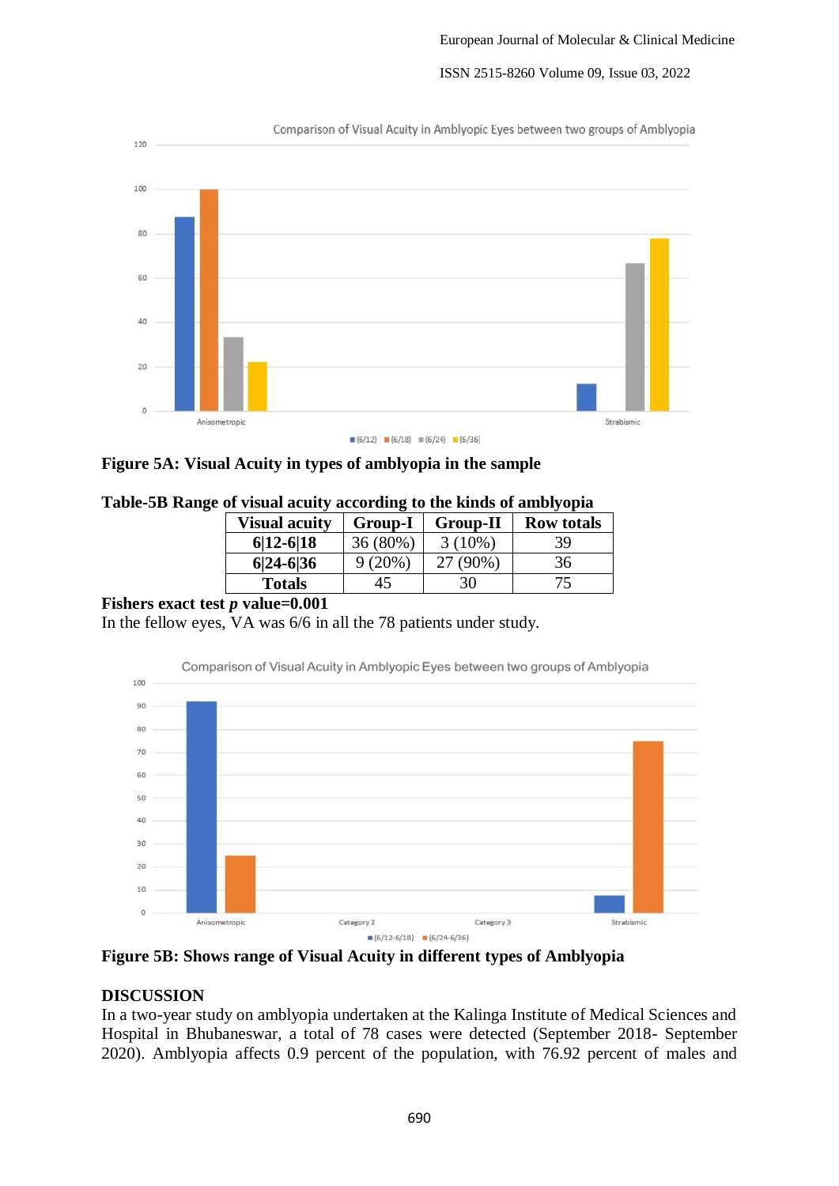**Figure 5A: Visual Acuity in types of amblyopia in the sample**

**Table-5B Range of visual acuity according to the kinds of amblyopia**

| Visual acuity | Group-I | Group-II | Row totals |
|---|---|---|---|
| **6\|12-6\|18** | 36 (80%) | 3 (10%) | 39 |
| **6\|24-6\|36** | 9 (20%) | 27 (90%) | 36 |
| **Totals** | 45 | 30 | 75 |

**Fishers exact test *p* value=0.001**

In the fellow eyes, VA was 6/6 in all the 78 patients under study.

**Figure 5B: Shows range of Visual Acuity in different types of Amblyopia**

## DISCUSSION

In a two-year study on amblyopia undertaken at the Kalinga Institute of Medical Sciences and Hospital in Bhubaneswar, a total of 78 cases were detected (September 2018- September 2020). Amblyopia affects 0.9 percent of the population, with 76.92 percent of males and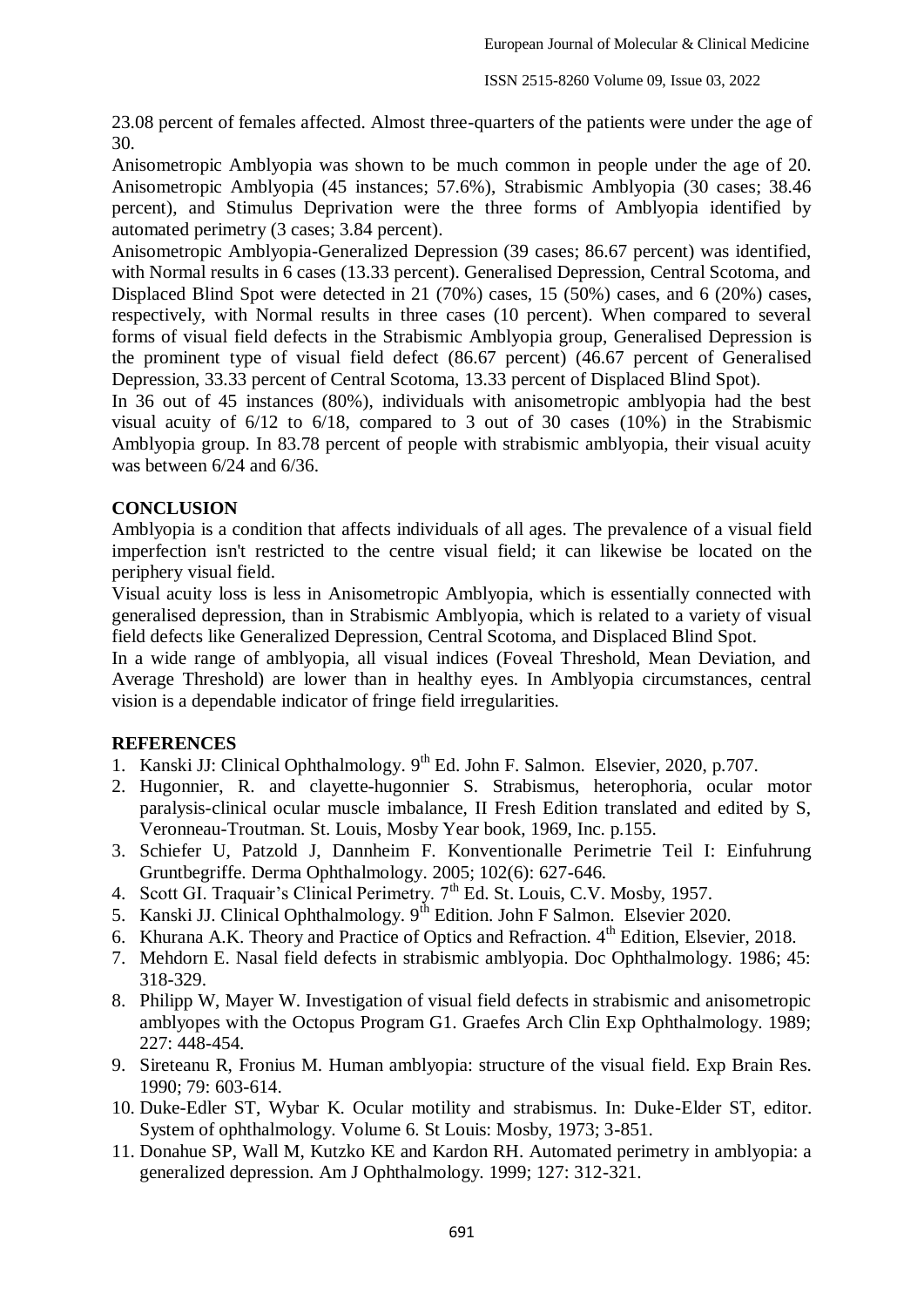23.08 percent of females affected. Almost three-quarters of the patients were under the age of 30.

Anisometropic Amblyopia was shown to be much common in people under the age of 20. Anisometropic Amblyopia (45 instances; 57.6%), Strabismic Amblyopia (30 cases; 38.46 percent), and Stimulus Deprivation were the three forms of Amblyopia identified by automated perimetry (3 cases; 3.84 percent).

Anisometropic Amblyopia-Generalized Depression (39 cases; 86.67 percent) was identified, with Normal results in 6 cases (13.33 percent). Generalised Depression, Central Scotoma, and Displaced Blind Spot were detected in 21 (70%) cases, 15 (50%) cases, and 6 (20%) cases, respectively, with Normal results in three cases (10 percent). When compared to several forms of visual field defects in the Strabismic Amblyopia group, Generalised Depression is the prominent type of visual field defect (86.67 percent) (46.67 percent of Generalised Depression, 33.33 percent of Central Scotoma, 13.33 percent of Displaced Blind Spot).

In 36 out of 45 instances (80%), individuals with anisometropic amblyopia had the best visual acuity of 6/12 to 6/18, compared to 3 out of 30 cases (10%) in the Strabismic Amblyopia group. In 83.78 percent of people with strabismic amblyopia, their visual acuity was between 6/24 and 6/36.

## CONCLUSION

Amblyopia is a condition that affects individuals of all ages. The prevalence of a visual field imperfection isn't restricted to the centre visual field; it can likewise be located on the periphery visual field.

Visual acuity loss is less in Anisometropic Amblyopia, which is essentially connected with generalised depression, than in Strabismic Amblyopia, which is related to a variety of visual field defects like Generalized Depression, Central Scotoma, and Displaced Blind Spot.

In a wide range of amblyopia, all visual indices (Foveal Threshold, Mean Deviation, and Average Threshold) are lower than in healthy eyes. In Amblyopia circumstances, central vision is a dependable indicator of fringe field irregularities.

## REFERENCES

1. Kanski JJ: Clinical Ophthalmology. 9th Ed. John F. Salmon. Elsevier, 2020, p.707.
2. Hugonnier, R. and clayette-hugonnier S. Strabismus, heterophoria, ocular motor paralysis-clinical ocular muscle imbalance, II Fresh Edition translated and edited by S, Veronneau-Troutman. St. Louis, Mosby Year book, 1969, Inc. p.155.
3. Schiefer U, Patzold J, Dannheim F. Konventionalle Perimetrie Teil I: Einfuhrung Gruntbegriffe. Derma Ophthalmology. 2005; 102(6): 627-646.
4. Scott GI. Traquair's Clinical Perimetry. 7th Ed. St. Louis, C.V. Mosby, 1957.
5. Kanski JJ. Clinical Ophthalmology. 9th Edition. John F Salmon. Elsevier 2020.
6. Khurana A.K. Theory and Practice of Optics and Refraction. 4th Edition, Elsevier, 2018.
7. Mehdorn E. Nasal field defects in strabismic amblyopia. Doc Ophthalmology. 1986; 45: 318-329.
8. Philipp W, Mayer W. Investigation of visual field defects in strabismic and anisometropic amblyopes with the Octopus Program G1. Graefes Arch Clin Exp Ophthalmology. 1989; 227: 448-454.
9. Sireteanu R, Fronius M. Human amblyopia: structure of the visual field. Exp Brain Res. 1990; 79: 603-614.
10. Duke-Edler ST, Wybar K. Ocular motility and strabismus. In: Duke-Elder ST, editor. System of ophthalmology. Volume 6. St Louis: Mosby, 1973; 3-851.
11. Donahue SP, Wall M, Kutzko KE and Kardon RH. Automated perimetry in amblyopia: a generalized depression. Am J Ophthalmology. 1999; 127: 312-321.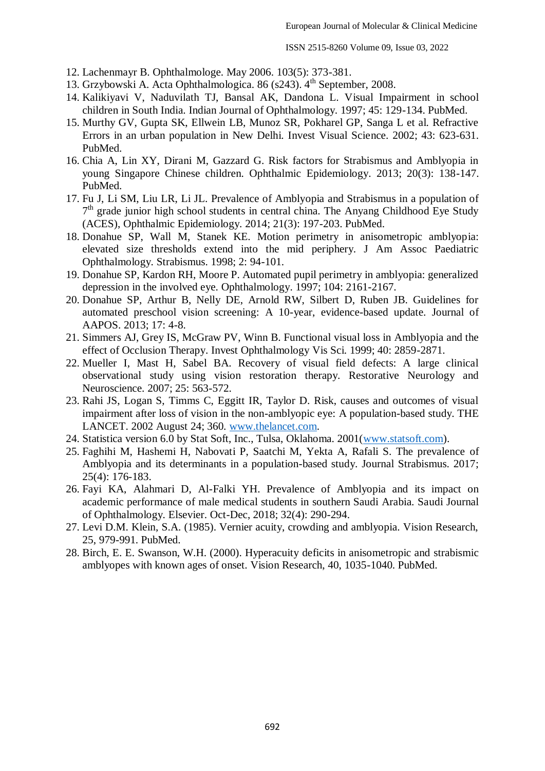12. Lachenmayr B. Ophthalmologe. May 2006. 103(5): 373-381.
13. Grzybowski A. Acta Ophthalmologica. 86 (s243). 4th September, 2008.
14. Kalikiyavi V, Naduvilath TJ, Bansal AK, Dandona L. Visual Impairment in school children in South India. Indian Journal of Ophthalmology. 1997; 45: 129-134. PubMed.
15. Murthy GV, Gupta SK, Ellwein LB, Munoz SR, Pokharel GP, Sanga L et al. Refractive Errors in an urban population in New Delhi. Invest Visual Science. 2002; 43: 623-631. PubMed.
16. Chia A, Lin XY, Dirani M, Gazzard G. Risk factors for Strabismus and Amblyopia in young Singapore Chinese children. Ophthalmic Epidemiology. 2013; 20(3): 138-147. PubMed.
17. Fu J, Li SM, Liu LR, Li JL. Prevalence of Amblyopia and Strabismus in a population of 7th grade junior high school students in central china. The Anyang Childhood Eye Study (ACES), Ophthalmic Epidemiology. 2014; 21(3): 197-203. PubMed.
18. Donahue SP, Wall M, Stanek KE. Motion perimetry in anisometropic amblyopia: elevated size thresholds extend into the mid periphery. J Am Assoc Paediatric Ophthalmology. Strabismus. 1998; 2: 94-101.
19. Donahue SP, Kardon RH, Moore P. Automated pupil perimetry in amblyopia: generalized depression in the involved eye. Ophthalmology. 1997; 104: 2161-2167.
20. Donahue SP, Arthur B, Nelly DE, Arnold RW, Silbert D, Ruben JB. Guidelines for automated preschool vision screening: A 10-year, evidence-based update. Journal of AAPOS. 2013; 17: 4-8.
21. Simmers AJ, Grey IS, McGraw PV, Winn B. Functional visual loss in Amblyopia and the effect of Occlusion Therapy. Invest Ophthalmology Vis Sci. 1999; 40: 2859-2871.
22. Mueller I, Mast H, Sabel BA. Recovery of visual field defects: A large clinical observational study using vision restoration therapy. Restorative Neurology and Neuroscience. 2007; 25: 563-572.
23. Rahi JS, Logan S, Timms C, Eggitt IR, Taylor D. Risk, causes and outcomes of visual impairment after loss of vision in the non-amblyopic eye: A population-based study. THE LANCET. 2002 August 24; 360. www.thelancet.com.
24. Statistica version 6.0 by Stat Soft, Inc., Tulsa, Oklahoma. 2001(www.statsoft.com).
25. Faghihi M, Hashemi H, Nabovati P, Saatchi M, Yekta A, Rafali S. The prevalence of Amblyopia and its determinants in a population-based study. Journal Strabismus. 2017; 25(4): 176-183.
26. Fayi KA, Alahmari D, Al-Falki YH. Prevalence of Amblyopia and its impact on academic performance of male medical students in southern Saudi Arabia. Saudi Journal of Ophthalmology. Elsevier. Oct-Dec, 2018; 32(4): 290-294.
27. Levi D.M. Klein, S.A. (1985). Vernier acuity, crowding and amblyopia. Vision Research, 25, 979-991. PubMed.
28. Birch, E. E. Swanson, W.H. (2000). Hyperacuity deficits in anisometropic and strabismic amblyopes with known ages of onset. Vision Research, 40, 1035-1040. PubMed.